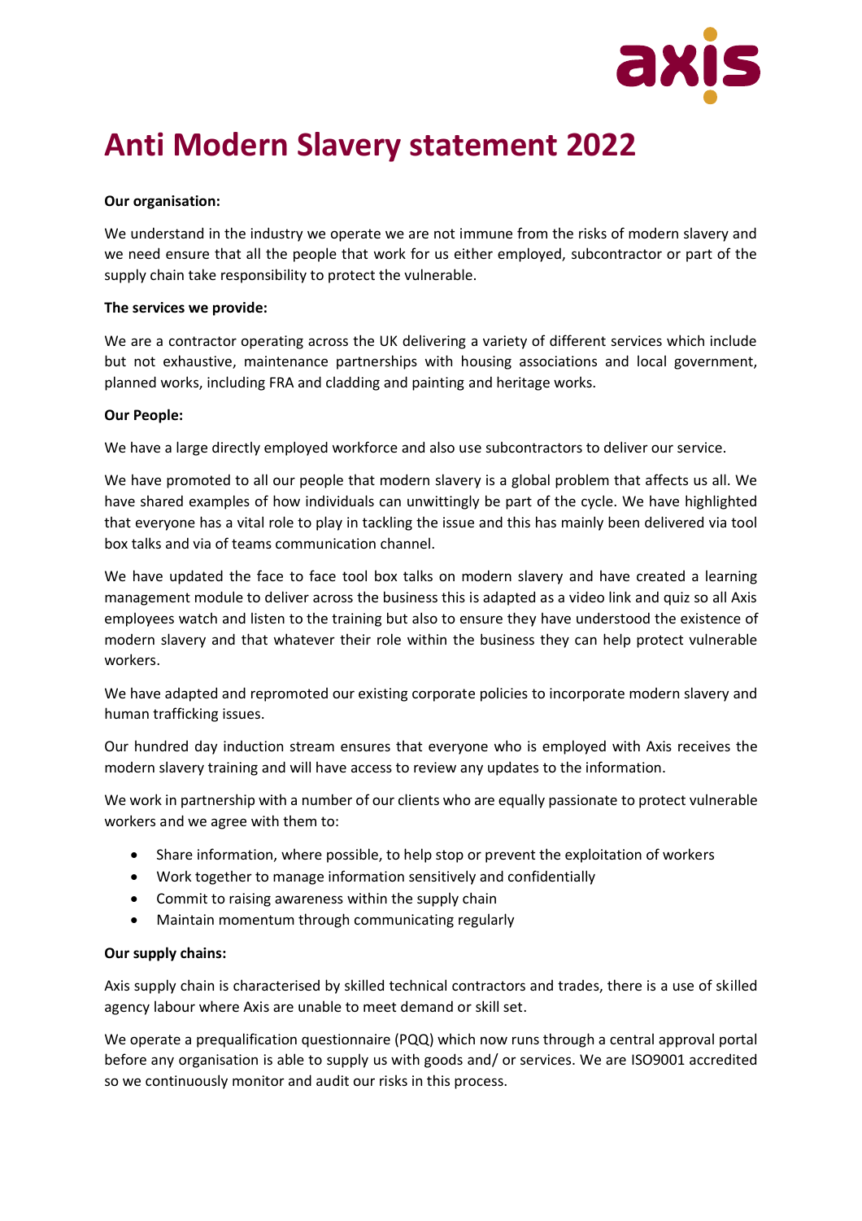# Anti Modern Slavery statement 2022

**Our organisation:**

We understand in the industry we operate we are not immune from the risks of modern slavery and we need ensure that all the people that work for us either employed, subcontractor or part of the supply chain take responsibility to protect the vulnerable.

**The services we provide:**

We are a contractor operating across the UK delivering a variety of different services which include but not exhaustive, maintenance partnerships with housing associations and local government, planned works, including FRA and cladding and painting and heritage works.

**Our People:**

We have a large directly employed workforce and also use subcontractors to deliver our service.

We have promoted to all our people that modern slavery is a global problem that affects us all. We have shared examples of how individuals can unwittingly be part of the cycle. We have highlighted that everyone has a vital role to play in tackling the issue and this has mainly been delivered via tool box talks and via of teams communication channel.

We have updated the face to face tool box talks on modern slavery and have created a learning management module to deliver across the business this is adapted as a video link and quiz so all Axis employees watch and listen to the training but also to ensure they have understood the existence of modern slavery and that whatever their role within the business they can help protect vulnerable workers.

We have adapted and repromoted our existing corporate policies to incorporate modern slavery and human trafficking issues.

Our hundred day induction stream ensures that everyone who is employed with Axis receives the modern slavery training and will have access to review any updates to the information.

We work in partnership with a number of our clients who are equally passionate to protect vulnerable workers and we agree with them to:

- Share information, where possible, to help stop or prevent the exploitation of workers
- Work together to manage information sensitively and confidentially
- Commit to raising awareness within the supply chain
- Maintain momentum through communicating regularly

**Our supply chains:**

Axis supply chain is characterised by skilled technical contractors and trades, there is a use of skilled agency labour where Axis are unable to meet demand or skill set.

We operate a prequalification questionnaire (PQQ) which now runs through a central approval portal before any organisation is able to supply us with goods and/ or services. We are ISO9001 accredited so we continuously monitor and audit our risks in this process.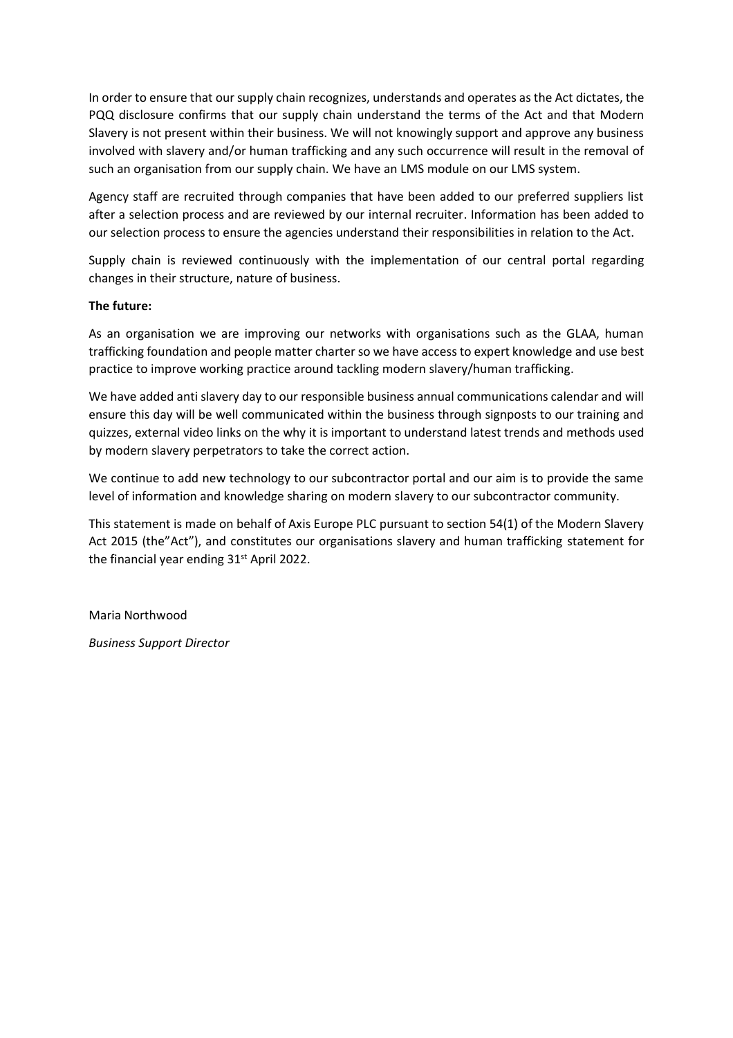In order to ensure that our supply chain recognizes, understands and operates as the Act dictates, the PQQ disclosure confirms that our supply chain understand the terms of the Act and that Modern Slavery is not present within their business. We will not knowingly support and approve any business involved with slavery and/or human trafficking and any such occurrence will result in the removal of such an organisation from our supply chain. We have an LMS module on our LMS system.

Agency staff are recruited through companies that have been added to our preferred suppliers list after a selection process and are reviewed by our internal recruiter. Information has been added to our selection process to ensure the agencies understand their responsibilities in relation to the Act.

Supply chain is reviewed continuously with the implementation of our central portal regarding changes in their structure, nature of business.

**The future:**

As an organisation we are improving our networks with organisations such as the GLAA, human trafficking foundation and people matter charter so we have access to expert knowledge and use best practice to improve working practice around tackling modern slavery/human trafficking.

We have added anti slavery day to our responsible business annual communications calendar and will ensure this day will be well communicated within the business through signposts to our training and quizzes, external video links on the why it is important to understand latest trends and methods used by modern slavery perpetrators to take the correct action.

We continue to add new technology to our subcontractor portal and our aim is to provide the same level of information and knowledge sharing on modern slavery to our subcontractor community.

This statement is made on behalf of Axis Europe PLC pursuant to section 54(1) of the Modern Slavery Act 2015 (the"Act"), and constitutes our organisations slavery and human trafficking statement for the financial year ending 31st April 2022.

Maria Northwood

*Business Support Director*